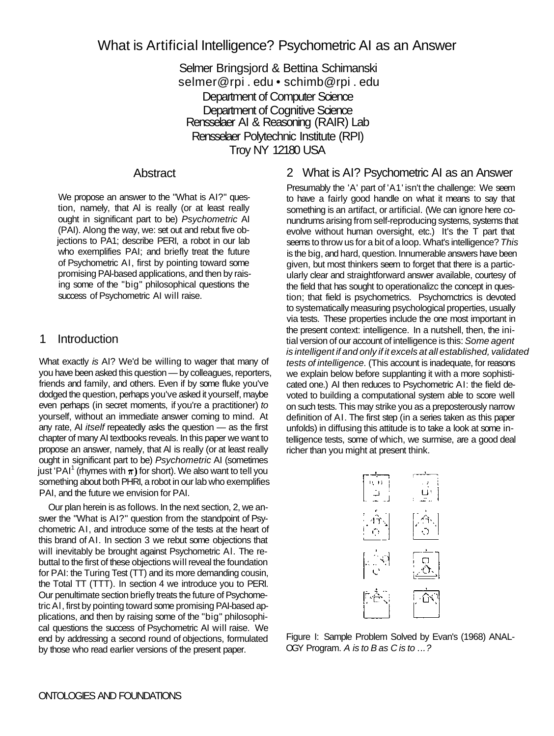# What is Artificial Intelligence? Psychometric AI as an Answer

Selmer Bringsjord & Bettina Schimanski
selmer@rpi . edu • schimb@rpi . edu
Department of Computer Science
Department of Cognitive Science
Rensselaer AI & Reasoning (RAIR) Lab
Rensselaer Polytechnic Institute (RPI)
Troy NY 12180 USA

## Abstract

We propose an answer to the "What is AI?" question, namely, that AI is really (or at least really ought in significant part to be) *Psychometric* AI (PAI). Along the way, we: set out and rebut five objections to PA1; describe PERI, a robot in our lab who exemplifies PAI; and briefly treat the future of Psychometric AI, first by pointing toward some promising PAI-based applications, and then by raising some of the "big" philosophical questions the success of Psychometric AI will raise.

## 1 Introduction

What exactly *is* AI? We'd be willing to wager that many of you have been asked this question — by colleagues, reporters, friends and family, and others. Even if by some fluke you've dodged the question, perhaps you've asked it yourself, maybe even perhaps (in secret moments, if you're a practitioner) *to* yourself, without an immediate answer coming to mind. At any rate, AI *itself* repeatedly asks the question — as the first chapter of many AI textbooks reveals. In this paper we want to propose an answer, namely, that AI is really (or at least really ought in significant part to be) *Psychometric* AI (sometimes just 'PAI[1] (rhymes with $\pi$) for short). We also want to tell you something about both PHRI, a robot in our lab who exemplifies PAI, and the future we envision for PAI.

Our plan herein is as follows. In the next section, 2, we answer the "What is AI?" question from the standpoint of Psychometric AI, and introduce some of the tests at the heart of this brand of AI. In section 3 we rebut some objections that will inevitably be brought against Psychometric AI. The rebuttal to the first of these objections will reveal the foundation for PAI: the Turing Test (TT) and its more demanding cousin, the Total TT (TTT). In section 4 we introduce you to PERI. Our penultimate section briefly treats the future of Psychometric AI, first by pointing toward some promising PAI-based applications, and then by raising some of the "big" philosophical questions the success of Psychometric AI will raise. We end by addressing a second round of objections, formulated by those who read earlier versions of the present paper.

## 2 What is AI? Psychometric AI as an Answer

Presumably the 'A' part of 'A1' isn't the challenge: We seem to have a fairly good handle on what it means to say that something is an artifact, or artificial. (We can ignore here conundrums arising from self-reproducing systems, systems that evolve without human oversight, etc.) It's the T part that seems to throw us for a bit of a loop. What's intelligence? *This* is the big, and hard, question. Innumerable answers have been given, but most thinkers seem to forget that there is a particularly clear and straightforward answer available, courtesy of the field that has sought to operationalizc the concept in question; that field is psychometrics. Psychomctrics is devoted to systematically measuring psychological properties, usually via tests. These properties include the one most important in the present context: intelligence. In a nutshell, then, the initial version of our account of intelligence is this: *Some agent is intelligent if and only if it excels at all established, validated tests of intelligence.* (This account is inadequate, for reasons we explain below before supplanting it with a more sophisticated one.) AI then reduces to Psychometric AI: the field devoted to building a computational system able to score well on such tests. This may strike you as a preposterously narrow definition of AI. The first step (in a series taken as this paper unfolds) in diffusing this attitude is to take a look at some intelligence tests, some of which, we surmise, are a good deal richer than you might at present think.

Figure I: Sample Problem Solved by Evan's (1968) ANALOGY Program. *A is to B as C is to ...?*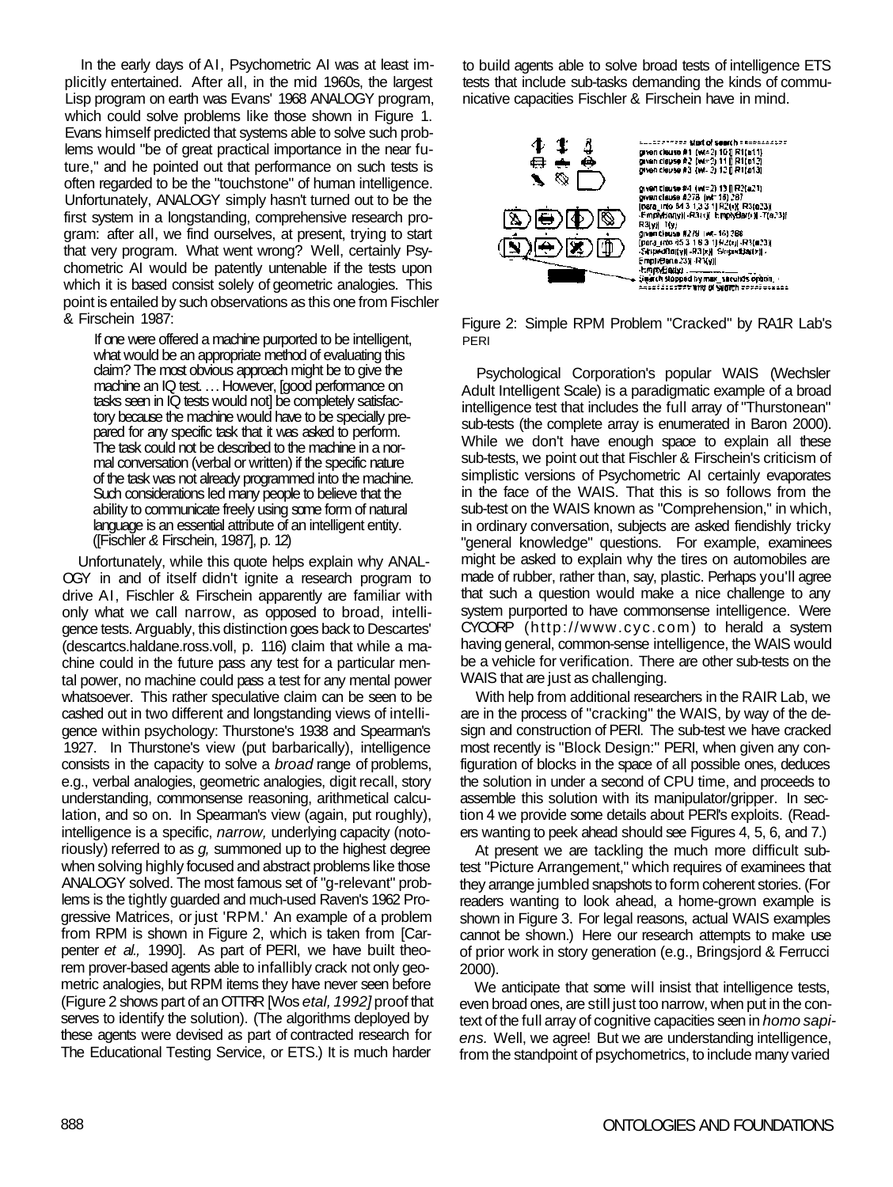In the early days of AI, Psychometric AI was at least implicitly entertained. After all, in the mid 1960s, the largest Lisp program on earth was Evans' 1968 ANALOGY program, which could solve problems like those shown in Figure 1. Evans himself predicted that systems able to solve such problems would "be of great practical importance in the near future," and he pointed out that performance on such tests is often regarded to be the "touchstone" of human intelligence. Unfortunately, ANALOGY simply hasn't turned out to be the first system in a longstanding, comprehensive research program: after all, we find ourselves, at present, trying to start that very program. What went wrong? Well, certainly Psychometric AI would be patently untenable if the tests upon which it is based consist solely of geometric analogies. This point is entailed by such observations as this one from Fischler & Firschein 1987:

> If one were offered a machine purported to be intelligent, what would be an appropriate method of evaluating this claim? The most obvious approach might be to give the machine an IQ test. … However, [good performance on tasks seen in IQ tests would not] be completely satisfactory because the machine would have to be specially prepared for any specific task that it was asked to perform. The task could not be described to the machine in a normal conversation (verbal or written) if the specific nature of the task was not already programmed into the machine. Such considerations led many people to believe that the ability to communicate freely using some form of natural language is an essential attribute of an intelligent entity. ([Fischler & Firschein, 1987], p. 12)

Unfortunately, while this quote helps explain why ANALOGY in and of itself didn't ignite a research program to drive AI, Fischler & Firschein apparently are familiar with only what we call narrow, as opposed to broad, intelligence tests. Arguably, this distinction goes back to Descartes' (descartcs.haldane.ross.voll, p. 116) claim that while a machine could in the future pass any test for a particular mental power, no machine could pass a test for any mental power whatsoever. This rather speculative claim can be seen to be cashed out in two different and longstanding views of intelligence within psychology: Thurstone's 1938 and Spearman's 1927. In Thurstone's view (put barbarically), intelligence consists in the capacity to solve a *broad* range of problems, e.g., verbal analogies, geometric analogies, digit recall, story understanding, commonsense reasoning, arithmetical calculation, and so on. In Spearman's view (again, put roughly), intelligence is a specific, *narrow,* underlying capacity (notoriously) referred to as *g,* summoned up to the highest degree when solving highly focused and abstract problems like those ANALOGY solved. The most famous set of "g-relevant" problems is the tightly guarded and much-used Raven's 1962 Progressive Matrices, or just 'RPM.' An example of a problem from RPM is shown in Figure 2, which is taken from [Carpenter *et al.,* 1990]. As part of PERI, we have built theorem prover-based agents able to infallibly crack not only geometric analogies, but RPM items they have never seen before (Figure 2 shows part of an OTTRR [Wos *etal, 1992]* proof that serves to identify the solution). (The algorithms deployed by these agents were devised as part of contracted research for The Educational Testing Service, or ETS.) It is much harder to build agents able to solve broad tests of intelligence ETS tests that include sub-tasks demanding the kinds of communicative capacities Fischler & Firschein have in mind.

Figure 2: Simple RPM Problem "Cracked" by RA1R Lab's PERI

Psychological Corporation's popular WAIS (Wechsler Adult Intelligent Scale) is a paradigmatic example of a broad intelligence test that includes the full array of "Thurstonean" sub-tests (the complete array is enumerated in Baron 2000). While we don't have enough space to explain all these sub-tests, we point out that Fischler & Firschein's criticism of simplistic versions of Psychometric AI certainly evaporates in the face of the WAIS. That this is so follows from the sub-test on the WAIS known as "Comprehension," in which, in ordinary conversation, subjects are asked fiendishly tricky "general knowledge" questions. For example, examinees might be asked to explain why the tires on automobiles are made of rubber, rather than, say, plastic. Perhaps you'll agree that such a question would make a nice challenge to any system purported to have commonsense intelligence. Were CYCORP (http://www.cyc.com) to herald a system having general, common-sense intelligence, the WAIS would be a vehicle for verification. There are other sub-tests on the WAIS that are just as challenging.

With help from additional researchers in the RAIR Lab, we are in the process of "cracking" the WAIS, by way of the design and construction of PERI. The sub-test we have cracked most recently is "Block Design:" PERI, when given any configuration of blocks in the space of all possible ones, deduces the solution in under a second of CPU time, and proceeds to assemble this solution with its manipulator/gripper. In section 4 we provide some details about PERI's exploits. (Readers wanting to peek ahead should see Figures 4, 5, 6, and 7.)

At present we are tackling the much more difficult subtest "Picture Arrangement," which requires of examinees that they arrange jumbled snapshots to form coherent stories. (For readers wanting to look ahead, a home-grown example is shown in Figure 3. For legal reasons, actual WAIS examples cannot be shown.) Here our research attempts to make use of prior work in story generation (e.g., Bringsjord & Ferrucci 2000).

We anticipate that some will insist that intelligence tests, even broad ones, are still just too narrow, when put in the context of the full array of cognitive capacities seen in *homo sapiens.* Well, we agree! But we are understanding intelligence, from the standpoint of psychometrics, to include many varied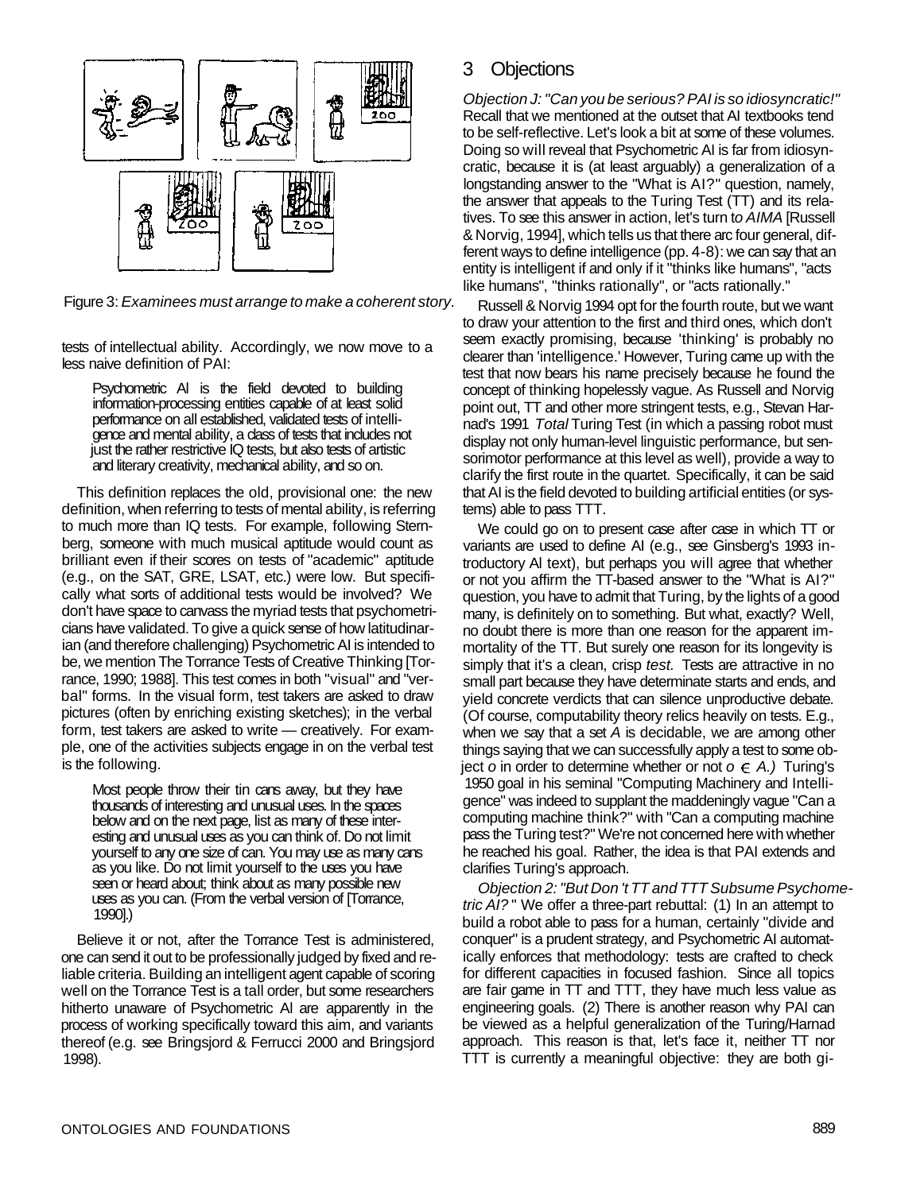Figure 3: *Examinees must arrange to make a coherent story.*

tests of intellectual ability. Accordingly, we now move to a less naive definition of PAI:

> Psychometric AI is the field devoted to building information-processing entities capable of at least solid performance on all established, validated tests of intelligence and mental ability, a class of tests that includes not just the rather restrictive IQ tests, but also tests of artistic and literary creativity, mechanical ability, and so on.

This definition replaces the old, provisional one: the new definition, when referring to tests of mental ability, is referring to much more than IQ tests. For example, following Sternberg, someone with much musical aptitude would count as brilliant even if their scores on tests of "academic" aptitude (e.g., on the SAT, GRE, LSAT, etc.) were low. But specifically what sorts of additional tests would be involved? We don't have space to canvass the myriad tests that psychometricians have validated. To give a quick sense of how latitudinarian (and therefore challenging) Psychometric AI is intended to be, we mention The Torrance Tests of Creative Thinking [Torrance, 1990; 1988]. This test comes in both "visual" and "verbal" forms. In the visual form, test takers are asked to draw pictures (often by enriching existing sketches); in the verbal form, test takers are asked to write — creatively. For example, one of the activities subjects engage in on the verbal test is the following.

> Most people throw their tin cans away, but they have thousands of interesting and unusual uses. In the spaces below and on the next page, list as many of these interesting and unusual uses as you can think of. Do not limit yourself to any one size of can. You may use as many cans as you like. Do not limit yourself to the uses you have seen or heard about; think about as many possible new uses as you can. (From the verbal version of [Torrance, 1990].)

Believe it or not, after the Torrance Test is administered, one can send it out to be professionally judged by fixed and reliable criteria. Building an intelligent agent capable of scoring well on the Torrance Test is a tall order, but some researchers hitherto unaware of Psychometric Al are apparently in the process of working specifically toward this aim, and variants thereof (e.g. see Bringsjord & Ferrucci 2000 and Bringsjord 1998).

## 3 Objections

*Objection J: "Can you be serious? PAI is so idiosyncratic!"* Recall that we mentioned at the outset that AI textbooks tend to be self-reflective. Let's look a bit at some of these volumes. Doing so will reveal that Psychometric AI is far from idiosyncratic, because it is (at least arguably) a generalization of a longstanding answer to the "What is AI?" question, namely, the answer that appeals to the Turing Test (TT) and its relatives. To see this answer in action, let's turn to *AIMA* [Russell & Norvig, 1994], which tells us that there arc four general, different ways to define intelligence (pp. 4-8): we can say that an entity is intelligent if and only if it "thinks like humans", "acts like humans", "thinks rationally", or "acts rationally."

Russell & Norvig 1994 opt for the fourth route, but we want to draw your attention to the first and third ones, which don't seem exactly promising, because 'thinking' is probably no clearer than 'intelligence.' However, Turing came up with the test that now bears his name precisely because he found the concept of thinking hopelessly vague. As Russell and Norvig point out, TT and other more stringent tests, e.g., Stevan Harnad's 1991 *Total* Turing Test (in which a passing robot must display not only human-level linguistic performance, but sensorimotor performance at this level as well), provide a way to clarify the first route in the quartet. Specifically, it can be said that AI is the field devoted to building artificial entities (or systems) able to pass TTT.

We could go on to present case after case in which TT or variants are used to define AI (e.g., see Ginsberg's 1993 introductory AI text), but perhaps you will agree that whether or not you affirm the TT-based answer to the "What is AI?" question, you have to admit that Turing, by the lights of a good many, is definitely on to something. But what, exactly? Well, no doubt there is more than one reason for the apparent immortality of the TT. But surely one reason for its longevity is simply that it's a clean, crisp *test.* Tests are attractive in no small part because they have determinate starts and ends, and yield concrete verdicts that can silence unproductive debate. (Of course, computability theory relics heavily on tests. E.g., when we say that a set $A$ is decidable, we are among other things saying that we can successfully apply a test to some object $o$ in order to determine whether or not $o \in A$.) Turing's 1950 goal in his seminal "Computing Machinery and Intelligence" was indeed to supplant the maddeningly vague "Can a computing machine think?" with "Can a computing machine pass the Turing test?" We're not concerned here with whether he reached his goal. Rather, the idea is that PAI extends and clarifies Turing's approach.

*Objection 2: "But Don't TT and TTT Subsume Psychometric AI?"* We offer a three-part rebuttal: (1) In an attempt to build a robot able to pass for a human, certainly "divide and conquer" is a prudent strategy, and Psychometric AI automatically enforces that methodology: tests are crafted to check for different capacities in focused fashion. Since all topics are fair game in TT and TTT, they have much less value as engineering goals. (2) There is another reason why PAI can be viewed as a helpful generalization of the Turing/Harnad approach. This reason is that, let's face it, neither TT nor TTT is currently a meaningful objective: they are both gi-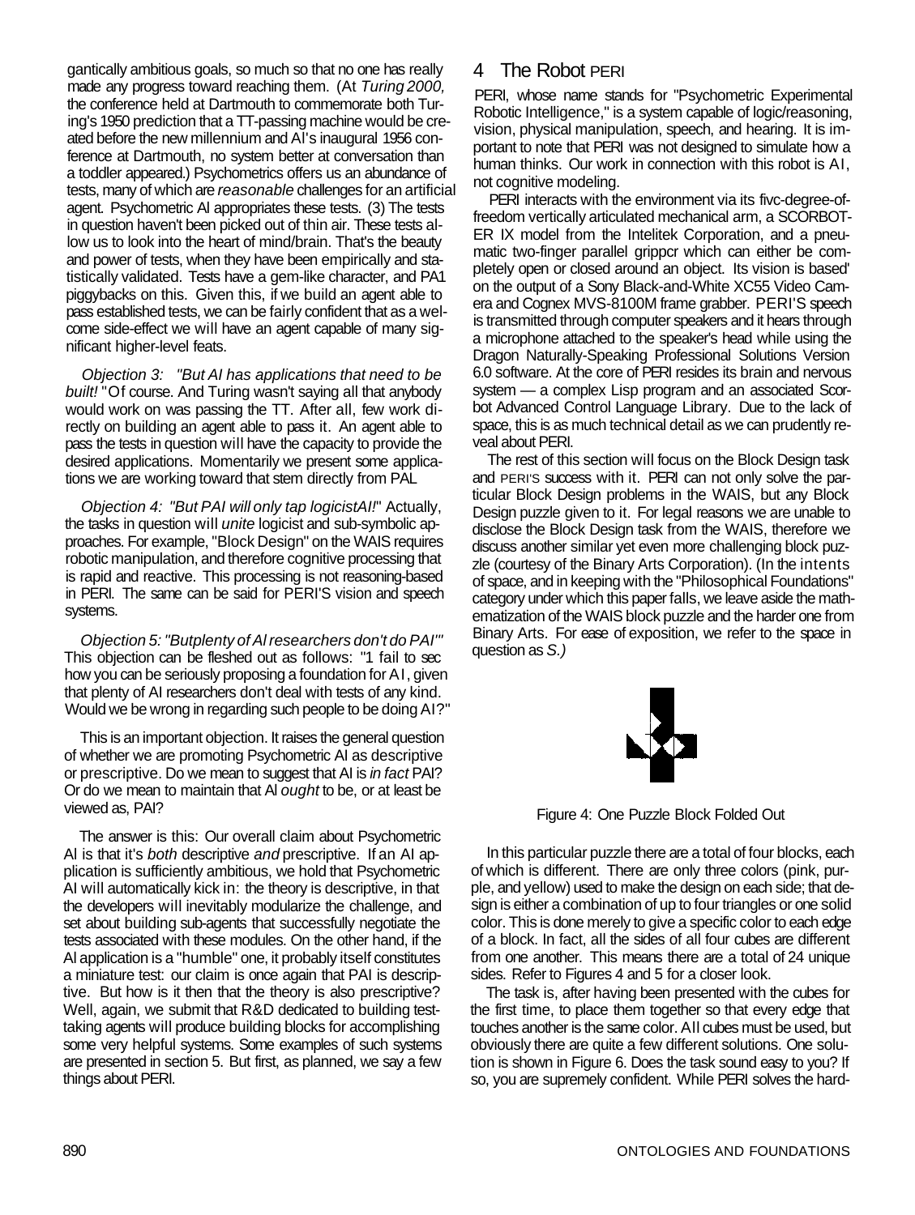gantically ambitious goals, so much so that no one has really made any progress toward reaching them. (At *Turing 2000,* the conference held at Dartmouth to commemorate both Turing's 1950 prediction that a TT-passing machine would be created before the new millennium and AI's inaugural 1956 conference at Dartmouth, no system better at conversation than a toddler appeared.) Psychometrics offers us an abundance of tests, many of which are *reasonable* challenges for an artificial agent. Psychometric AI appropriates these tests. (3) The tests in question haven't been picked out of thin air. These tests allow us to look into the heart of mind/brain. That's the beauty and power of tests, when they have been empirically and statistically validated. Tests have a gem-like character, and PA1 piggybacks on this. Given this, if we build an agent able to pass established tests, we can be fairly confident that as a welcome side-effect we will have an agent capable of many significant higher-level feats.

*Objection 3: "But AI has applications that need to be built!"* Of course. And Turing wasn't saying all that anybody would work on was passing the TT. After all, few work directly on building an agent able to pass it. An agent able to pass the tests in question will have the capacity to provide the desired applications. Momentarily we present some applications we are working toward that stem directly from PAI.

*Objection 4: "But PAI will only tap logicistAI!"* Actually, the tasks in question will *unite* logicist and sub-symbolic approaches. For example, "Block Design" on the WAIS requires robotic manipulation, and therefore cognitive processing that is rapid and reactive. This processing is not reasoning-based in PERI. The same can be said for PERI'S vision and speech systems.

*Objection 5: "But plenty of AI researchers don't do PAI"* This objection can be fleshed out as follows: "1 fail to sec how you can be seriously proposing a foundation for AI, given that plenty of AI researchers don't deal with tests of any kind. Would we be wrong in regarding such people to be doing AI?"

This is an important objection. It raises the general question of whether we are promoting Psychometric AI as descriptive or prescriptive. Do we mean to suggest that AI is *in fact* PAI? Or do we mean to maintain that AI *ought* to be, or at least be viewed as, PAI?

The answer is this: Our overall claim about Psychometric AI is that it's *both* descriptive *and* prescriptive. If an AI application is sufficiently ambitious, we hold that Psychometric AI will automatically kick in: the theory is descriptive, in that the developers will inevitably modularize the challenge, and set about building sub-agents that successfully negotiate the tests associated with these modules. On the other hand, if the AI application is a "humble" one, it probably itself constitutes a miniature test: our claim is once again that PAI is descriptive. But how is it then that the theory is also prescriptive? Well, again, we submit that R&D dedicated to building test-taking agents will produce building blocks for accomplishing some very helpful systems. Some examples of such systems are presented in section 5. But first, as planned, we say a few things about PERI.

## 4 The Robot PERI

PERI, whose name stands for "Psychometric Experimental Robotic Intelligence," is a system capable of logic/reasoning, vision, physical manipulation, speech, and hearing. It is important to note that PERI was not designed to simulate how a human thinks. Our work in connection with this robot is AI, not cognitive modeling.

PERI interacts with the environment via its fivc-degree-of-freedom vertically articulated mechanical arm, a SCORBOT-ER IX model from the Intelitek Corporation, and a pneumatic two-finger parallel grippcr which can either be completely open or closed around an object. Its vision is based on the output of a Sony Black-and-White XC55 Video Camera and Cognex MVS-8100M frame grabber. PERI'S speech is transmitted through computer speakers and it hears through a microphone attached to the speaker's head while using the Dragon Naturally-Speaking Professional Solutions Version 6.0 software. At the core of PERI resides its brain and nervous system — a complex Lisp program and an associated Scorbot Advanced Control Language Library. Due to the lack of space, this is as much technical detail as we can prudently reveal about PERI.

The rest of this section will focus on the Block Design task and PERI'S success with it. PERI can not only solve the particular Block Design problems in the WAIS, but any Block Design puzzle given to it. For legal reasons we are unable to disclose the Block Design task from the WAIS, therefore we discuss another similar yet even more challenging block puzzle (courtesy of the Binary Arts Corporation). (In the intents of space, and in keeping with the "Philosophical Foundations" category under which this paper falls, we leave aside the mathematization of the WAIS block puzzle and the harder one from Binary Arts. For ease of exposition, we refer to the space in question as *S.)*

Figure 4: One Puzzle Block Folded Out

In this particular puzzle there are a total of four blocks, each of which is different. There are only three colors (pink, purple, and yellow) used to make the design on each side; that design is either a combination of up to four triangles or one solid color. This is done merely to give a specific color to each edge of a block. In fact, all the sides of all four cubes are different from one another. This means there are a total of 24 unique sides. Refer to Figures 4 and 5 for a closer look.

The task is, after having been presented with the cubes for the first time, to place them together so that every edge that touches another is the same color. All cubes must be used, but obviously there are quite a few different solutions. One solution is shown in Figure 6. Does the task sound easy to you? If so, you are supremely confident. While PERI solves the hard-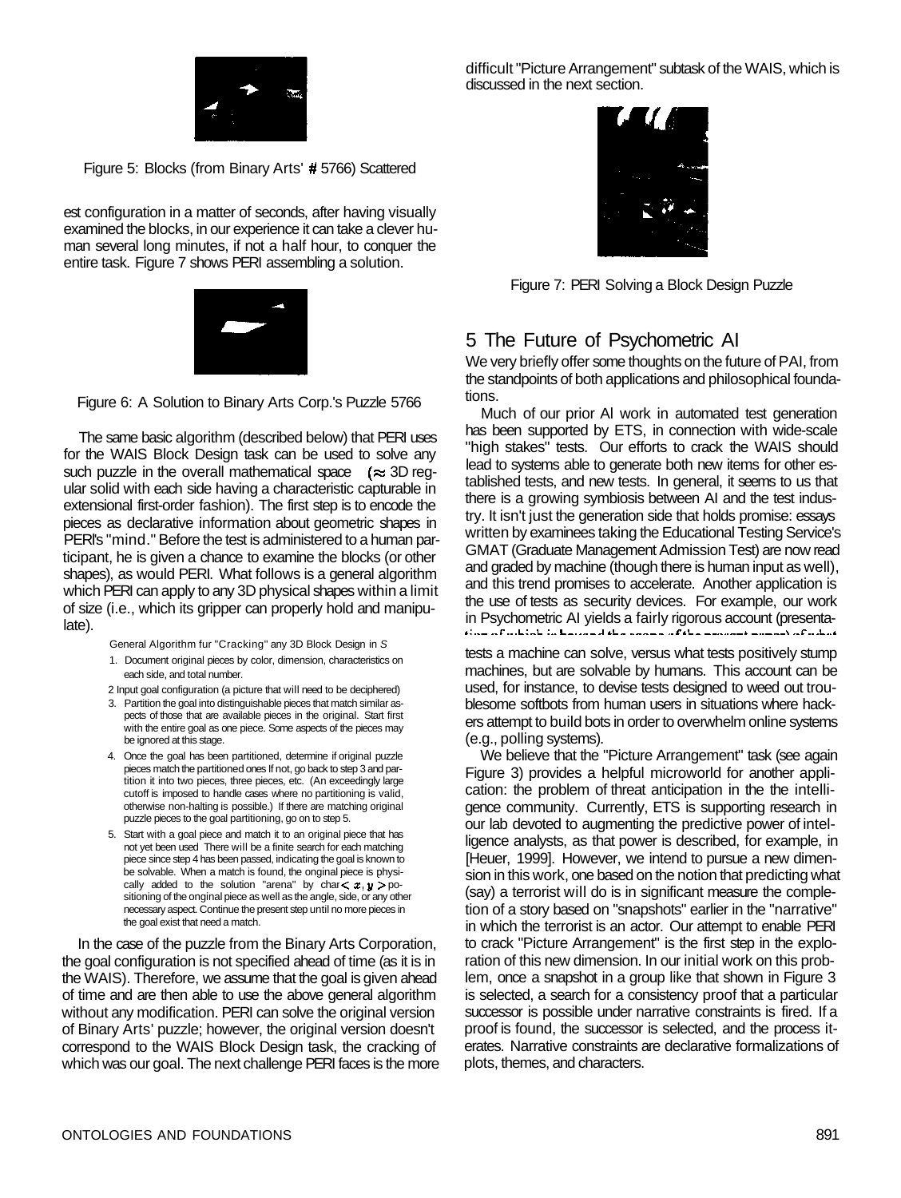Figure 5: Blocks (from Binary Arts' # 5766) Scattered

est configuration in a matter of seconds, after having visually examined the blocks, in our experience it can take a clever human several long minutes, if not a half hour, to conquer the entire task. Figure 7 shows PERI assembling a solution.

Figure 6: A Solution to Binary Arts Corp.'s Puzzle 5766

The same basic algorithm (described below) that PERI uses for the WAIS Block Design task can be used to solve any such puzzle in the overall mathematical space ($\approx$ 3D regular solid with each side having a characteristic capturable in extensional first-order fashion). The first step is to encode the pieces as declarative information about geometric shapes in PERI's "mind." Before the test is administered to a human participant, he is given a chance to examine the blocks (or other shapes), as would PERI. What follows is a general algorithm which PERI can apply to any 3D physical shapes within a limit of size (i.e., which its gripper can properly hold and manipulate).

General Algorithm fur "Cracking" any 3D Block Design in $S$

1. Document original pieces by color, dimension, characteristics on each side, and total number.
2. Input goal configuration (a picture that will need to be deciphered)
3. Partition the goal into distinguishable pieces that match similar aspects of those that are available pieces in the original. Start first with the entire goal as one piece. Some aspects of the pieces may be ignored at this stage.
4. Once the goal has been partitioned, determine if original puzzle pieces match the partitioned ones If not, go back to step 3 and partition it into two pieces, three pieces, etc. (An exceedingly large cutoff is imposed to handle cases where no partitioning is valid, otherwise non-halting is possible.) If there are matching original puzzle pieces to the goal partitioning, go on to step 5.
5. Start with a goal piece and match it to an original piece that has not yet been used There will be a finite search for each matching piece since step 4 has been passed, indicating the goal is known to be solvable. When a match is found, the onginal piece is physically added to the solution "arena" by char $< x, y >$ positioning of the onginal piece as well as the angle, side, or any other necessary aspect. Continue the present step until no more pieces in the goal exist that need a match.

In the case of the puzzle from the Binary Arts Corporation, the goal configuration is not specified ahead of time (as it is in the WAIS). Therefore, we assume that the goal is given ahead of time and are then able to use the above general algorithm without any modification. PERI can solve the original version of Binary Arts' puzzle; however, the original version doesn't correspond to the WAIS Block Design task, the cracking of which was our goal. The next challenge PERI faces is the more difficult "Picture Arrangement" subtask of the WAIS, which is discussed in the next section.

Figure 7: PERI Solving a Block Design Puzzle

## 5 The Future of Psychometric AI

We very briefly offer some thoughts on the future of PAI, from the standpoints of both applications and philosophical foundations.

Much of our prior AI work in automated test generation has been supported by ETS, in connection with wide-scale "high stakes" tests. Our efforts to crack the WAIS should lead to systems able to generate both new items for other established tests, and new tests. In general, it seems to us that there is a growing symbiosis between AI and the test industry. It isn't just the generation side that holds promise: essays written by examinees taking the Educational Testing Service's GMAT (Graduate Management Admission Test) are now read and graded by machine (though there is human input as well), and this trend promises to accelerate. Another application is the use of tests as security devices. For example, our work in Psychometric AI yields a fairly rigorous account (presentation of which is beyond the scope of the present paper) of what tests a machine can solve, versus what tests positively stump machines, but are solvable by humans. This account can be used, for instance, to devise tests designed to weed out troublesome softbots from human users in situations where hackers attempt to build bots in order to overwhelm online systems (e.g., polling systems).

We believe that the "Picture Arrangement" task (see again Figure 3) provides a helpful microworld for another application: the problem of threat anticipation in the the intelligence community. Currently, ETS is supporting research in our lab devoted to augmenting the predictive power of intelligence analysts, as that power is described, for example, in [Heuer, 1999]. However, we intend to pursue a new dimension in this work, one based on the notion that predicting what (say) a terrorist will do is in significant measure the completion of a story based on "snapshots" earlier in the "narrative" in which the terrorist is an actor. Our attempt to enable PERI to crack "Picture Arrangement" is the first step in the exploration of this new dimension. In our initial work on this problem, once a snapshot in a group like that shown in Figure 3 is selected, a search for a consistency proof that a particular successor is possible under narrative constraints is fired. If a proof is found, the successor is selected, and the process iterates. Narrative constraints are declarative formalizations of plots, themes, and characters.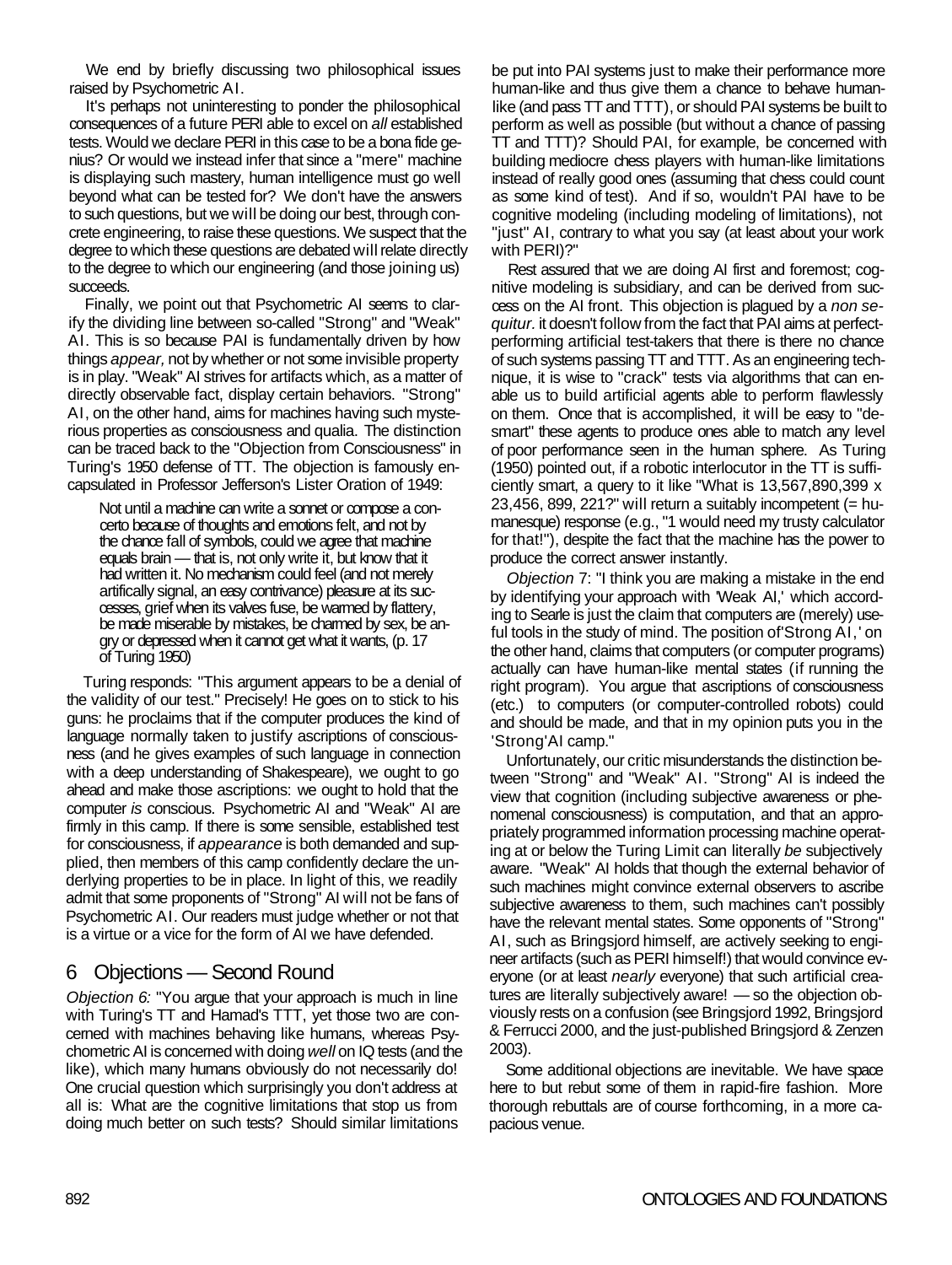We end by briefly discussing two philosophical issues raised by Psychometric AI.

It's perhaps not uninteresting to ponder the philosophical consequences of a future PERI able to excel on *all* established tests. Would we declare PERI in this case to be a bona fide genius? Or would we instead infer that since a "mere" machine is displaying such mastery, human intelligence must go well beyond what can be tested for? We don't have the answers to such questions, but we will be doing our best, through concrete engineering, to raise these questions. We suspect that the degree to which these questions are debated will relate directly to the degree to which our engineering (and those joining us) succeeds.

Finally, we point out that Psychometric AI seems to clarify the dividing line between so-called "Strong" and "Weak" AI. This is so because PAI is fundamentally driven by how things *appear,* not by whether or not some invisible property is in play. "Weak" AI strives for artifacts which, as a matter of directly observable fact, display certain behaviors. "Strong" AI, on the other hand, aims for machines having such mysterious properties as consciousness and qualia. The distinction can be traced back to the "Objection from Consciousness" in Turing's 1950 defense of TT. The objection is famously encapsulated in Professor Jefferson's Lister Oration of 1949:

> Not until a machine can write a sonnet or compose a concerto because of thoughts and emotions felt, and not by the chance fall of symbols, could we agree that machine equals brain — that is, not only write it, but know that it had written it. No mechanism could feel (and not merely artifically signal, an easy contrivance) pleasure at its successes, grief when its valves fuse, be warmed by flattery, be made miserable by mistakes, be charmed by sex, be angry or depressed when it cannot get what it wants, (p. 17 of Turing 1950)

Turing responds: "This argument appears to be a denial of the validity of our test." Precisely! He goes on to stick to his guns: he proclaims that if the computer produces the kind of language normally taken to justify ascriptions of consciousness (and he gives examples of such language in connection with a deep understanding of Shakespeare), we ought to go ahead and make those ascriptions: we ought to hold that the computer *is* conscious. Psychometric AI and "Weak" AI are firmly in this camp. If there is some sensible, established test for consciousness, if *appearance* is both demanded and supplied, then members of this camp confidently declare the underlying properties to be in place. In light of this, we readily admit that some proponents of "Strong" AI will not be fans of Psychometric AI. Our readers must judge whether or not that is a virtue or a vice for the form of AI we have defended.

## 6 Objections — Second Round

*Objection 6:* "You argue that your approach is much in line with Turing's TT and Hamad's TTT, yet those two are concerned with machines behaving like humans, whereas Psychometric AI is concerned with doing *well* on IQ tests (and the like), which many humans obviously do not necessarily do! One crucial question which surprisingly you don't address at all is: What are the cognitive limitations that stop us from doing much better on such tests? Should similar limitations be put into PAI systems just to make their performance more human-like and thus give them a chance to behave human-like (and pass TT and TTT), or should PAI systems be built to perform as well as possible (but without a chance of passing TT and TTT)? Should PAI, for example, be concerned with building mediocre chess players with human-like limitations instead of really good ones (assuming that chess could count as some kind of test). And if so, wouldn't PAI have to be cognitive modeling (including modeling of limitations), not "just" AI, contrary to what you say (at least about your work with PERI)?"

Rest assured that we are doing AI first and foremost; cognitive modeling is subsidiary, and can be derived from success on the AI front. This objection is plagued by a *non sequitur.* it doesn't follow from the fact that PAI aims at perfect-performing artificial test-takers that there is there no chance of such systems passing TT and TTT. As an engineering technique, it is wise to "crack" tests via algorithms that can enable us to build artificial agents able to perform flawlessly on them. Once that is accomplished, it will be easy to "desmart" these agents to produce ones able to match any level of poor performance seen in the human sphere. As Turing (1950) pointed out, if a robotic interlocutor in the TT is sufficiently smart, a query to it like "What is 13,567,890,399 x 23,456, 899, 221?" will return a suitably incompetent (= humanesque) response (e.g., "1 would need my trusty calculator for that!"), despite the fact that the machine has the power to produce the correct answer instantly.

*Objection 7*: "I think you are making a mistake in the end by identifying your approach with 'Weak AI,' which according to Searle is just the claim that computers are (merely) useful tools in the study of mind. The position of 'Strong AI,' on the other hand, claims that computers (or computer programs) actually can have human-like mental states (if running the right program). You argue that ascriptions of consciousness (etc.) to computers (or computer-controlled robots) could and should be made, and that in my opinion puts you in the 'Strong' AI camp."

Unfortunately, our critic misunderstands the distinction between "Strong" and "Weak" AI. "Strong" AI is indeed the view that cognition (including subjective awareness or phenomenal consciousness) is computation, and that an appropriately programmed information processing machine operating at or below the Turing Limit can literally *be* subjectively aware. "Weak" AI holds that though the external behavior of such machines might convince external observers to ascribe subjective awareness to them, such machines can't possibly have the relevant mental states. Some opponents of "Strong" AI, such as Bringsjord himself, are actively seeking to engineer artifacts (such as PERI himself!) that would convince everyone (or at least *nearly* everyone) that such artificial creatures are literally subjectively aware! — so the objection obviously rests on a confusion (see Bringsjord 1992, Bringsjord & Ferrucci 2000, and the just-published Bringsjord & Zenzen 2003).

Some additional objections are inevitable. We have space here to but rebut some of them in rapid-fire fashion. More thorough rebuttals are of course forthcoming, in a more capacious venue.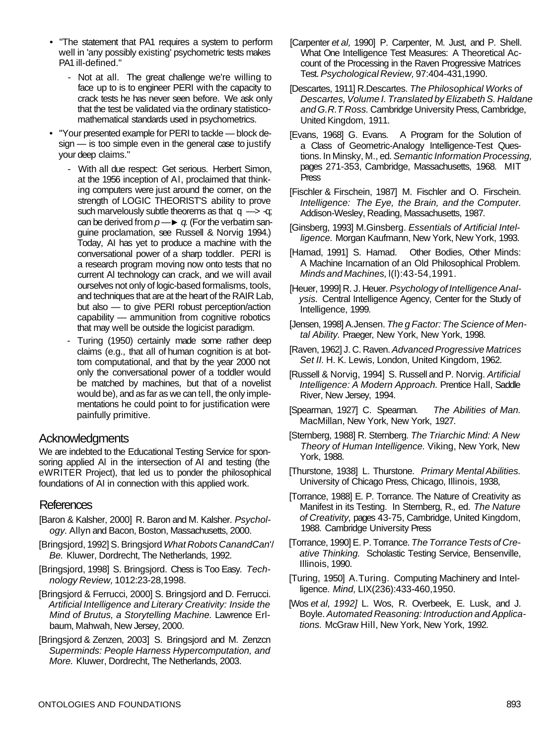- "The statement that PA1 requires a system to perform well in 'any possibly existing' psychometric tests makes PA1 ill-defined."
  - Not at all. The great challenge we're willing to face up to is to engineer PERI with the capacity to crack tests he has never seen before. We ask only that the test be validated via the ordinary statistico-mathematical standards used in psychometrics.
- "Your presented example for PERI to tackle — block design — is too simple even in the general case to justify your deep claims."
  - With all due respect: Get serious. Herbert Simon, at the 1956 inception of AI, proclaimed that thinking computers were just around the corner, on the strength of LOGIC THEORIST'S ability to prove such marvelously subtle theorems as that $\neg q \rightarrow \neg p$ can be derived from $p \rightarrow q$. (For the verbatim sanguine proclamation, see Russell & Norvig 1994.) Today, AI has yet to produce a machine with the conversational power of a sharp toddler. PERI is a research program moving now onto tests that no current AI technology can crack, and we will avail ourselves not only of logic-based formalisms, tools, and techniques that are at the heart of the RAIR Lab, but also — to give PERI robust perception/action capability — ammunition from cognitive robotics that may well be outside the logicist paradigm.
  - Turing (1950) certainly made some rather deep claims (e.g., that all of human cognition is at bottom computational, and that by the year 2000 not only the conversational power of a toddler would be matched by machines, but that of a novelist would be), and as far as we can tell, the only implementations he could point to for justification were painfully primitive.

## Acknowledgments

We are indebted to the Educational Testing Service for sponsoring applied AI in the intersection of AI and testing (the eWRITER Project), that led us to ponder the philosophical foundations of AI in connection with this applied work.

## References

[Baron & Kalsher, 2000] R. Baron and M. Kalsher. *Psychology.* Allyn and Bacon, Boston, Massachusetts, 2000.

[Bringsjord, 1992] S. Bringsjord *What Robots Can and Can't Be.* Kluwer, Dordrecht, The Netherlands, 1992.

[Bringsjord, 1998] S. Bringsjord. Chess is Too Easy. *Technology Review,* 1012:23-28,1998.

[Bringsjord & Ferrucci, 2000] S. Bringsjord and D. Ferrucci. *Artificial Intelligence and Literary Creativity: Inside the Mind of Brutus, a Storytelling Machine.* Lawrence Erlbaum, Mahwah, New Jersey, 2000.

[Bringsjord & Zenzen, 2003] S. Bringsjord and M. Zenzcn *Superminds: People Harness Hypercomputation, and More.* Kluwer, Dordrecht, The Netherlands, 2003.

[Carpenter *et al,* 1990] P. Carpenter, M. Just, and P. Shell. What One Intelligence Test Measures: A Theoretical Account of the Processing in the Raven Progressive Matrices Test. *Psychological Review,* 97:404-431,1990.

[Descartes, 1911] R.Descartes. *The Philosophical Works of Descartes, Volume I. Translated by Elizabeth S. Haldane and G.R.T Ross.* Cambridge University Press, Cambridge, United Kingdom, 1911.

[Evans, 1968] G. Evans. A Program for the Solution of a Class of Geometric-Analogy Intelligence-Test Questions. In Minsky, M., ed. *Semantic Information Processing,* pages 271-353, Cambridge, Massachusetts, 1968. MIT Press

[Fischler & Firschein, 1987] M. Fischler and O. Firschein. *Intelligence: The Eye, the Brain, and the Computer.* Addison-Wesley, Reading, Massachusetts, 1987.

[Ginsberg, 1993] M.Ginsberg. *Essentials of Artificial Intelligence.* Morgan Kaufmann, New York, New York, 1993.

[Hamad, 1991] S. Hamad. Other Bodies, Other Minds: A Machine Incarnation of an Old Philosophical Problem. *Minds and Machines,* l(l):43-54,1991.

[Heuer, 1999] R. J. Heuer. *Psychology of Intelligence Analysis.* Central Intelligence Agency, Center for the Study of Intelligence, 1999.

[Jensen, 1998] A.Jensen. *The g Factor: The Science of Mental Ability.* Praeger, New York, New York, 1998.

[Raven, 1962] J. C. Raven. *Advanced Progressive Matrices Set II.* H. K. Lewis, London, United Kingdom, 1962.

[Russell & Norvig, 1994] S. Russell and P. Norvig. *Artificial Intelligence: A Modern Approach.* Prentice Hall, Saddle River, New Jersey, 1994.

[Spearman, 1927] C. Spearman. *The Abilities of Man.* MacMillan, New York, New York, 1927.

[Sternberg, 1988] R. Sternberg. *The Triarchic Mind: A New Theory of Human Intelligence.* Viking, New York, New York, 1988.

[Thurstone, 1938] L. Thurstone. *Primary Mental Abilities.* University of Chicago Press, Chicago, Illinois, 1938,

[Torrance, 1988] E. P. Torrance. The Nature of Creativity as Manifest in its Testing. In Sternberg, R., ed. *The Nature of Creativity,* pages 43-75, Cambridge, United Kingdom, 1988. Cambridge University Press

[Torrance, 1990] E. P. Torrance. *The Torrance Tests of Creative Thinking.* Scholastic Testing Service, Bensenville, Illinois, 1990.

[Turing, 1950] A.Turing. Computing Machinery and Intelligence. *Mind,* LIX(236):433-460,1950.

[Wos *et al, 1992]* L. Wos, R. Overbeek, E. Lusk, and J. Boyle. *Automated Reasoning: Introduction and Applications.* McGraw Hill, New York, New York, 1992.